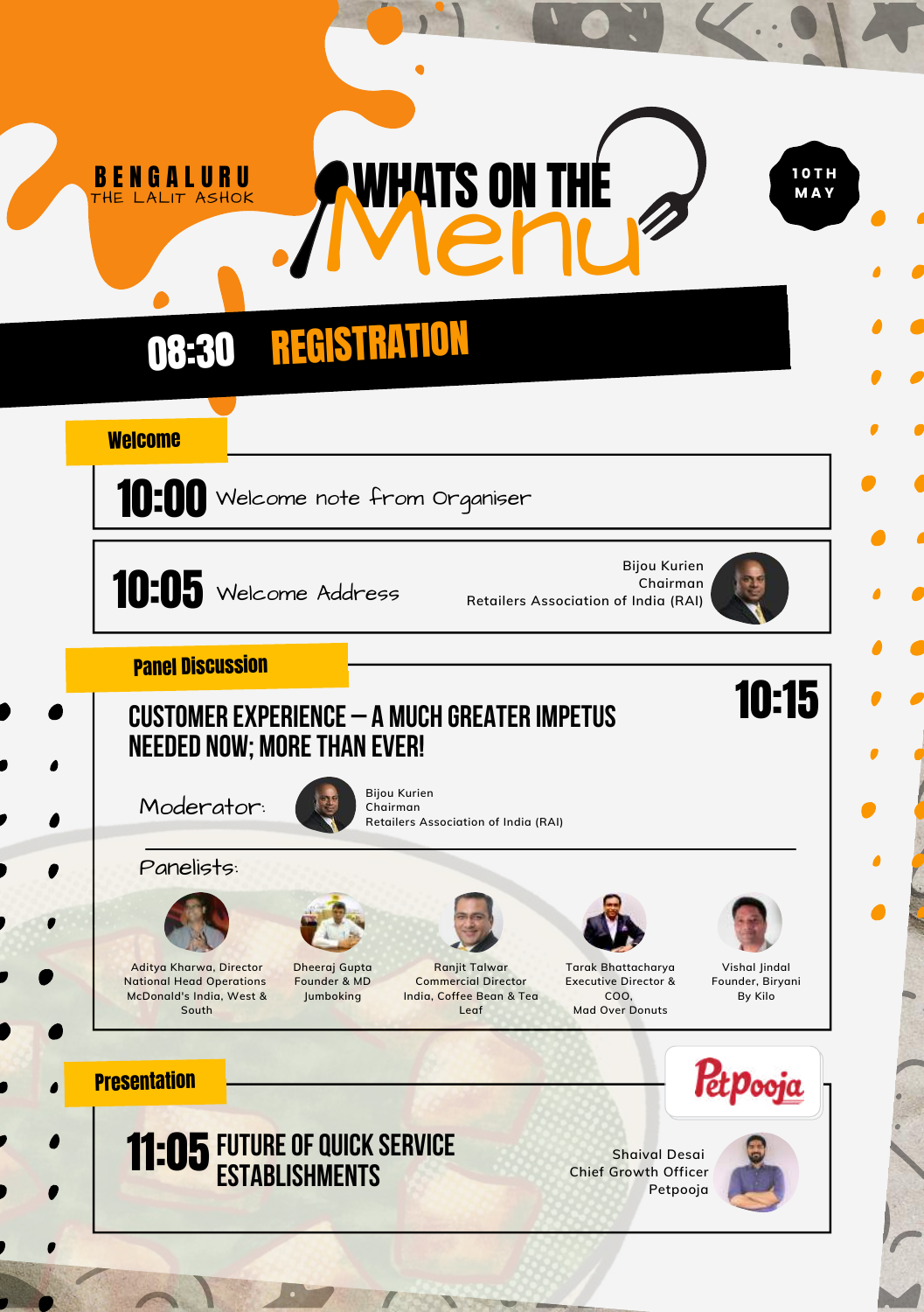**BENGALURU**
THE LALIT ASHOK

# WHATS ON THE Menu

**10TH MAY**

## 08:30 REGISTRATION

### Welcome

**10:00** Welcome note from Organiser

**10:05** Welcome Address

Bijou Kurien
Chairman
Retailers Association of India (RAI)

### Panel Discussion

**10:15**

## CUSTOMER EXPERIENCE – A MUCH GREATER IMPETUS NEEDED NOW; MORE THAN EVER!

Moderator:

Bijou Kurien
Chairman
Retailers Association of India (RAI)

Panelists:

- Aditya Kharwa, Director National Head Operations McDonald's India, West & South
- Dheeraj Gupta Founder & MD Jumboking
- Ranjit Talwar Commercial Director India, Coffee Bean & Tea Leaf
- Tarak Bhattacharya Executive Director & COO, Mad Over Donuts
- Vishal Jindal Founder, Biryani By Kilo

### Presentation

Petpooja

**11:05** FUTURE OF QUICK SERVICE ESTABLISHMENTS

Shaival Desai
Chief Growth Officer
Petpooja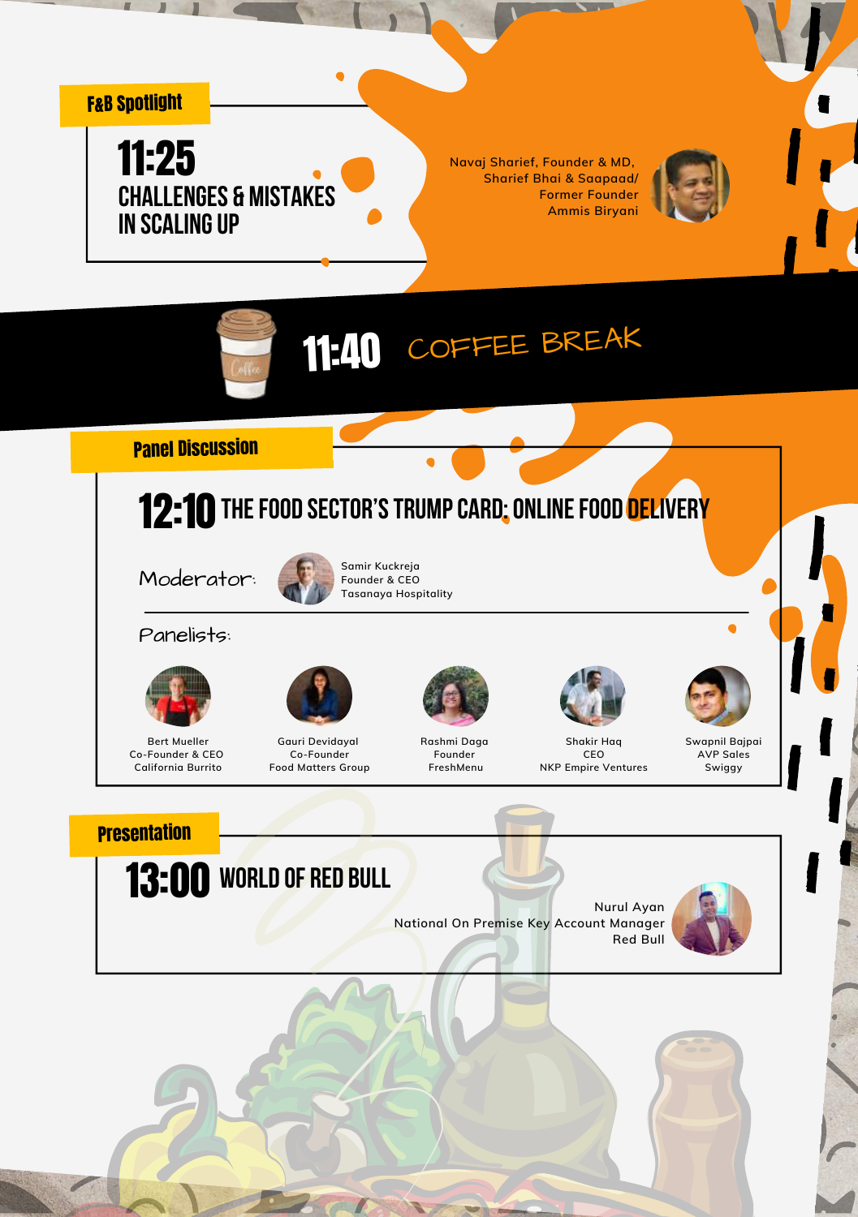**F&B Spotlight**

## 11:25 CHALLENGES & MISTAKES IN SCALING UP

Navaj Sharief, Founder & MD,
Sharief Bhai & Saapaad/
Former Founder
Ammis Biryani

## 11:40 COFFEE BREAK

**Panel Discussion**

## 12:10 THE FOOD SECTOR'S TRUMP CARD: ONLINE FOOD DELIVERY

Moderator:

Samir Kuckreja
Founder & CEO
Tasanaya Hospitality

Panelists:

Bert Mueller
Co-Founder & CEO
California Burrito

Gauri Devidayal
Co-Founder
Food Matters Group

Rashmi Daga
Founder
FreshMenu

Shakir Haq
CEO
NKP Empire Ventures

Swapnil Bajpai
AVP Sales
Swiggy

**Presentation**

## 13:00 WORLD OF RED BULL

Nurul Ayan
National On Premise Key Account Manager
Red Bull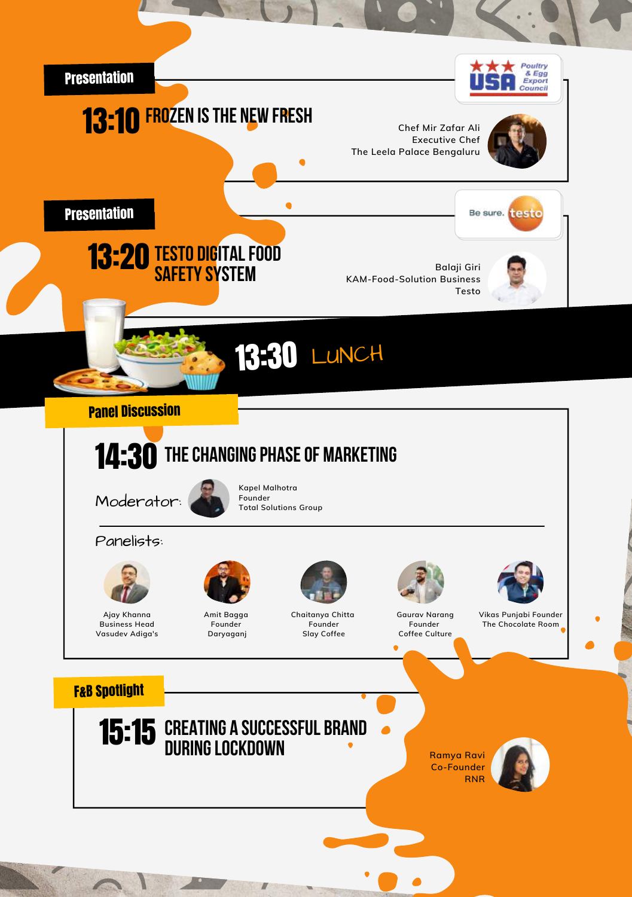**Presentation**

## 13:10 FROZEN IS THE NEW FRESH

USA Poultry & Egg Export Council

Chef Mir Zafar Ali
Executive Chef
The Leela Palace Bengaluru

**Presentation**

## 13:20 TESTO DIGITAL FOOD SAFETY SYSTEM

Be sure. testo

Balaji Giri
KAM-Food-Solution Business
Testo

## 13:30 LUNCH

**Panel Discussion**

## 14:30 THE CHANGING PHASE OF MARKETING

Moderator:

Kapel Malhotra
Founder
Total Solutions Group

Panelists:

- Ajay Khanna, Business Head, Vasudev Adiga's
- Amit Bagga, Founder, Daryaganj
- Chaitanya Chitta, Founder, Slay Coffee
- Gaurav Narang, Founder, Coffee Culture
- Vikas Punjabi Founder, The Chocolate Room

**F&B Spotlight**

## 15:15 CREATING A SUCCESSFUL BRAND DURING LOCKDOWN

Ramya Ravi
Co-Founder
RNR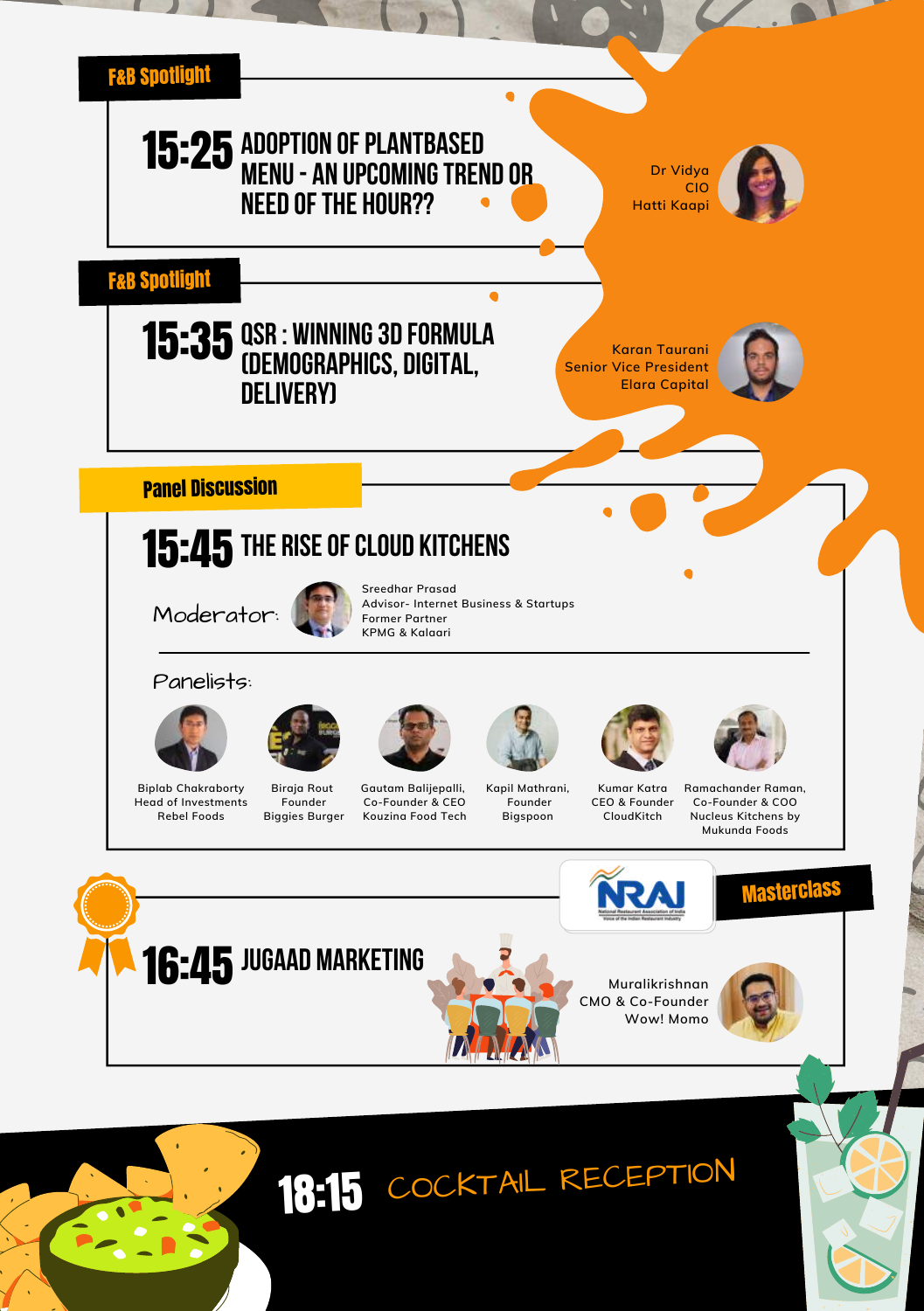**F&B Spotlight**

## 15:25 ADOPTION OF PLANTBASED MENU - AN UPCOMING TREND OR NEED OF THE HOUR??

Dr Vidya
CIO
Hatti Kaapi

**F&B Spotlight**

## 15:35 QSR : WINNING 3D FORMULA (DEMOGRAPHICS, DIGITAL, DELIVERY)

Karan Taurani
Senior Vice President
Elara Capital

**Panel Discussion**

## 15:45 THE RISE OF CLOUD KITCHENS

Moderator:

Sreedhar Prasad
Advisor- Internet Business & Startups
Former Partner
KPMG & Kalaari

Panelists:

- Biplab Chakraborty, Head of Investments, Rebel Foods
- Biraja Rout, Founder, Biggies Burger
- Gautam Balijepalli, Co-Founder & CEO, Kouzina Food Tech
- Kapil Mathrani, Founder, Bigspoon
- Kumar Katra, CEO & Founder, CloudKitch
- Ramachander Raman, Co-Founder & COO, Nucleus Kitchens by Mukunda Foods

**NRAI** — National Restaurant Association of India — Voice of the Indian Restaurant Industry

**Masterclass**

## 16:45 JUGAAD MARKETING

Muralikrishnan
CMO & Co-Founder
Wow! Momo

## 18:15 COCKTAIL RECEPTION